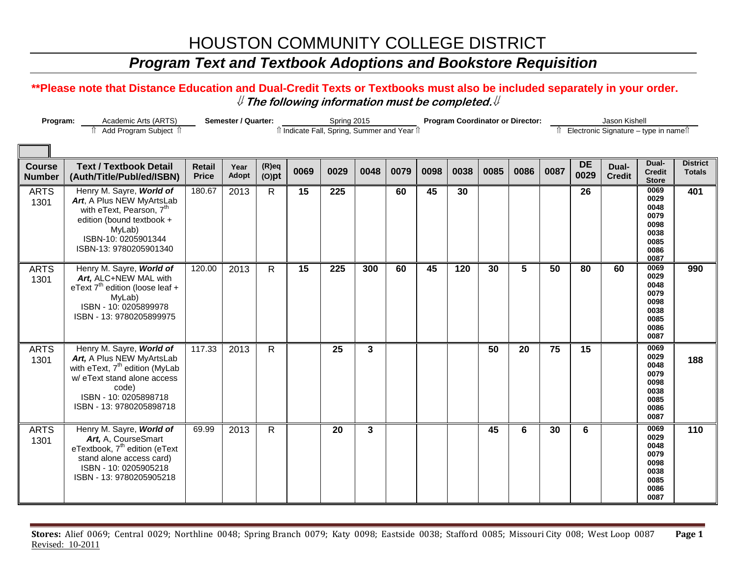# HOUSTON COMMUNITY COLLEGE DISTRICT

## *Program Text and Textbook Adoptions and Bookstore Requisition*

**\*\*Please note that Distance Education and Dual-Credit Texts or Textbooks must also be included separately in your order.**

⇓ ***The following information must be completed.*** ⇓

**Program:** Academic Arts (ARTS) — ⇑ Add Program Subject ⇑

**Semester / Quarter:** Spring 2015 — ⇑ Indicate Fall, Spring, Summer and Year ⇑

**Program Coordinator or Director:** Jason Kishell — ⇑ Electronic Signature – type in name ⇑

| Course Number | Text / Textbook Detail (Auth/Title/Publ/ed/ISBN) | Retail Price | Year Adopt | (R)eq (O)pt | 0069 | 0029 | 0048 | 0079 | 0098 | 0038 | 0085 | 0086 | 0087 | DE 0029 | Dual-Credit | Dual-Credit Store | District Totals |
|---|---|---|---|---|---|---|---|---|---|---|---|---|---|---|---|---|---|
| ARTS 1301 | Henry M. Sayre, ***World of Art***, A Plus NEW MyArtsLab with eText, Pearson, 7th edition (bound textbook + MyLab) ISBN-10: 0205901344 ISBN-13: 9780205901340 | 180.67 | 2013 | R | **15** | **225** | | **60** | **45** | **30** | | | | **26** | | 0069 0029 0048 0079 0098 0038 0085 0086 0087 | **401** |
| ARTS 1301 | Henry M. Sayre, ***World of Art,*** ALC+NEW MAL with eText 7th edition (loose leaf + MyLab) ISBN - 10: 0205899978 ISBN - 13: 9780205899975 | 120.00 | 2013 | R | **15** | **225** | **300** | **60** | **45** | **120** | **30** | **5** | **50** | **80** | **60** | 0069 0029 0048 0079 0098 0038 0085 0086 0087 | **990** |
| ARTS 1301 | Henry M. Sayre, ***World of Art,*** A Plus NEW MyArtsLab with eText, 7th edition (MyLab w/ eText stand alone access code) ISBN - 10: 0205898718 ISBN - 13: 9780205898718 | 117.33 | 2013 | R | | **25** | **3** | | | | **50** | **20** | **75** | **15** | | 0069 0029 0048 0079 0098 0038 0085 0086 0087 | **188** |
| ARTS 1301 | Henry M. Sayre, ***World of Art,*** A, CourseSmart eTextbook, 7th edition (eText stand alone access card) ISBN - 10: 0205905218 ISBN - 13: 9780205905218 | 69.99 | 2013 | R | | **20** | **3** | | | | **45** | **6** | **30** | **6** | | 0069 0029 0048 0079 0098 0038 0085 0086 0087 | **110** |

**Stores:** Alief 0069; Central 0029; Northline 0048; Spring Branch 0079; Katy 0098; Eastside 0038; Stafford 0085; Missouri City 008; West Loop 0087

Revised: 10-2011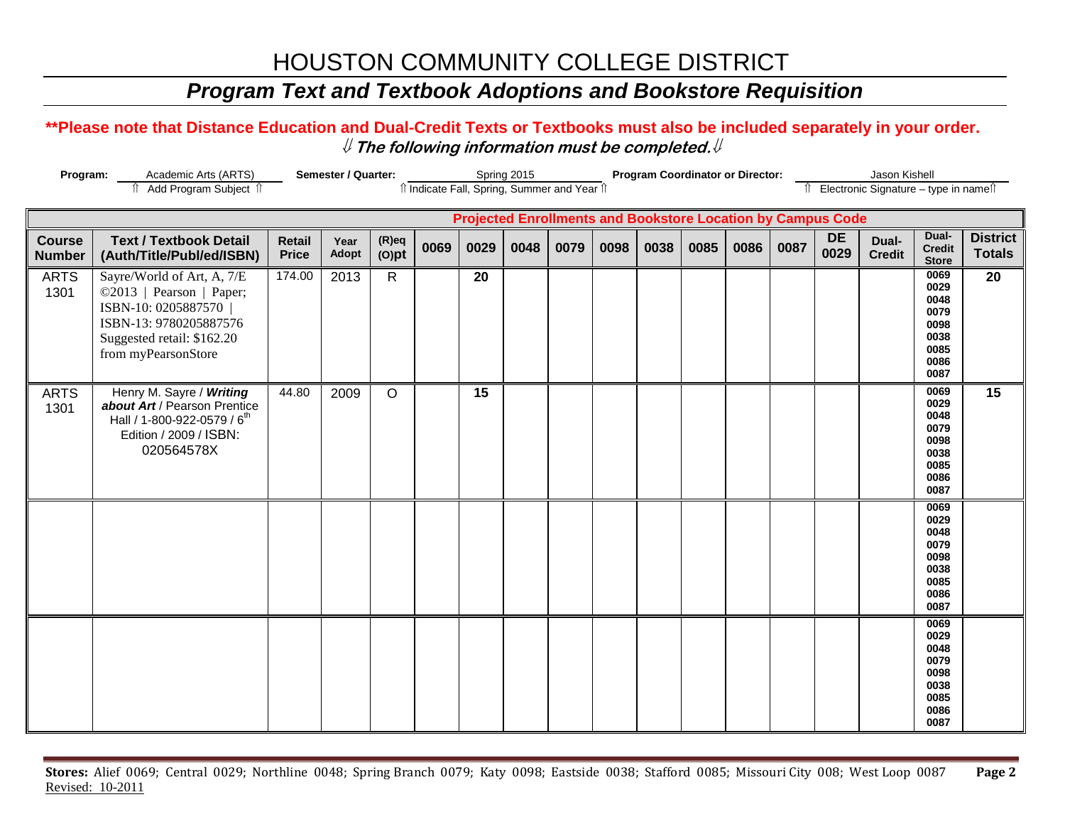# HOUSTON COMMUNITY COLLEGE DISTRICT

## *Program Text and Textbook Adoptions and Bookstore Requisition*

**\*\*Please note that Distance Education and Dual-Credit Texts or Textbooks must also be included separately in your order.**

**⇓ *The following information must be completed.* ⇓**

**Program:** Academic Arts (ARTS) ⇑ Add Program Subject ⇑ **Semester / Quarter:** Spring 2015 ⇑ Indicate Fall, Spring, Summer and Year ⇑ **Program Coordinator or Director:** Jason Kishell ⇑ Electronic Signature – type in name⇑

| | | | | | Projected Enrollments and Bookstore Location by Campus Code | | | | | | | | | | | | |
|---|---|---|---|---|---|---|---|---|---|---|---|---|---|---|---|---|---|
| **Course Number** | **Text / Textbook Detail (Auth/Title/Publ/ed/ISBN)** | **Retail Price** | **Year Adopt** | **(R)eq (O)pt** | **0069** | **0029** | **0048** | **0079** | **0098** | **0038** | **0085** | **0086** | **0087** | **DE 0029** | **Dual-Credit** | **Dual-Credit Store** | **District Totals** |
| ARTS 1301 | Sayre/World of Art, A, 7/E ©2013 \| Pearson \| Paper; ISBN-10: 0205887570 \| ISBN-13: 9780205887576 Suggested retail: $162.20 from myPearsonStore | 174.00 | 2013 | R | | **20** | | | | | | | | | | 0069 0029 0048 0079 0098 0038 0085 0086 0087 | **20** |
| ARTS 1301 | Henry M. Sayre / ***Writing about Art*** / Pearson Prentice Hall / 1-800-922-0579 / 6th Edition / 2009 / ISBN: 020564578X | 44.80 | 2009 | O | | **15** | | | | | | | | | | 0069 0029 0048 0079 0098 0038 0085 0086 0087 | **15** |
| | | | | | | | | | | | | | | | | 0069 0029 0048 0079 0098 0038 0085 0086 0087 | |
| | | | | | | | | | | | | | | | | 0069 0029 0048 0079 0098 0038 0085 0086 0087 | |

**Stores:** Alief 0069; Central 0029; Northline 0048; Spring Branch 0079; Katy 0098; Eastside 0038; Stafford 0085; Missouri City 008; West Loop 0087

Revised: 10-2011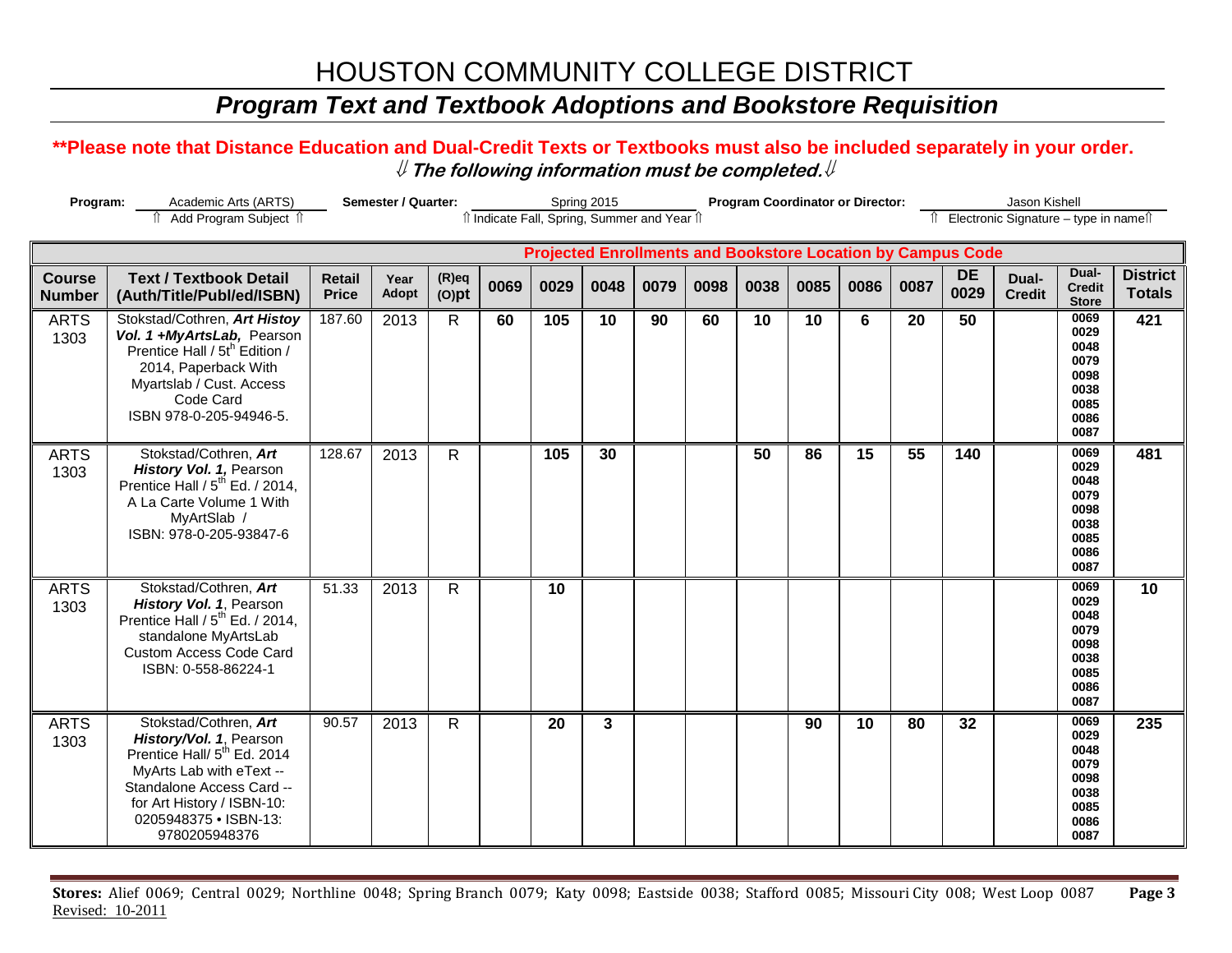# HOUSTON COMMUNITY COLLEGE DISTRICT

## *Program Text and Textbook Adoptions and Bookstore Requisition*

**\*\*Please note that Distance Education and Dual-Credit Texts or Textbooks must also be included separately in your order.**

***⇓ The following information must be completed.⇓***

**Program:** Academic Arts (ARTS) ⇑ Add Program Subject ⇑ **Semester / Quarter:** Spring 2015 ⇑ Indicate Fall, Spring, Summer and Year ⇑ **Program Coordinator or Director:** Jason Kishell ⇑ Electronic Signature – type in name⇑

| | | | | | **Projected Enrollments and Bookstore Location by Campus Code** | | | | | | | | | | | | |
|---|---|---|---|---|---|---|---|---|---|---|---|---|---|---|---|---|---|
| **Course Number** | **Text / Textbook Detail (Auth/Title/Publ/ed/ISBN)** | **Retail Price** | **Year Adopt** | **(R)eq (O)pt** | **0069** | **0029** | **0048** | **0079** | **0098** | **0038** | **0085** | **0086** | **0087** | **DE 0029** | **Dual-Credit** | **Dual-Credit Store** | **District Totals** |
| ARTS 1303 | Stokstad/Cothren, ***Art Histoy Vol. 1 +MyArtsLab,*** Pearson Prentice Hall / 5t[h] Edition / 2014, Paperback With Myartslab / Cust. Access Code Card ISBN 978-0-205-94946-5. | 187.60 | 2013 | R | **60** | **105** | **10** | **90** | **60** | **10** | **10** | **6** | **20** | **50** | | 0069 0029 0048 0079 0098 0038 0085 0086 0087 | **421** |
| ARTS 1303 | Stokstad/Cothren, ***Art History Vol. 1,*** Pearson Prentice Hall / 5[th] Ed. / 2014, A La Carte Volume 1 With MyArtSlab / ISBN: 978-0-205-93847-6 | 128.67 | 2013 | R | | **105** | **30** | | | **50** | **86** | **15** | **55** | **140** | | 0069 0029 0048 0079 0098 0038 0085 0086 0087 | **481** |
| ARTS 1303 | Stokstad/Cothren, ***Art History Vol. 1***, Pearson Prentice Hall / 5[th] Ed. / 2014, standalone MyArtsLab Custom Access Code Card ISBN: 0-558-86224-1 | 51.33 | 2013 | R | | **10** | | | | | | | | | | 0069 0029 0048 0079 0098 0038 0085 0086 0087 | **10** |
| ARTS 1303 | Stokstad/Cothren, ***Art History/Vol. 1***, Pearson Prentice Hall/ 5[th] Ed. 2014 MyArts Lab with eText -- Standalone Access Card -- for Art History / ISBN-10: 0205948375 • ISBN-13: 9780205948376 | 90.57 | 2013 | R | | **20** | **3** | | | | **90** | **10** | **80** | **32** | | 0069 0029 0048 0079 0098 0038 0085 0086 0087 | **235** |

**Stores:** Alief 0069; Central 0029; Northline 0048; Spring Branch 0079; Katy 0098; Eastside 0038; Stafford 0085; Missouri City 008; West Loop 0087

Revised: 10-2011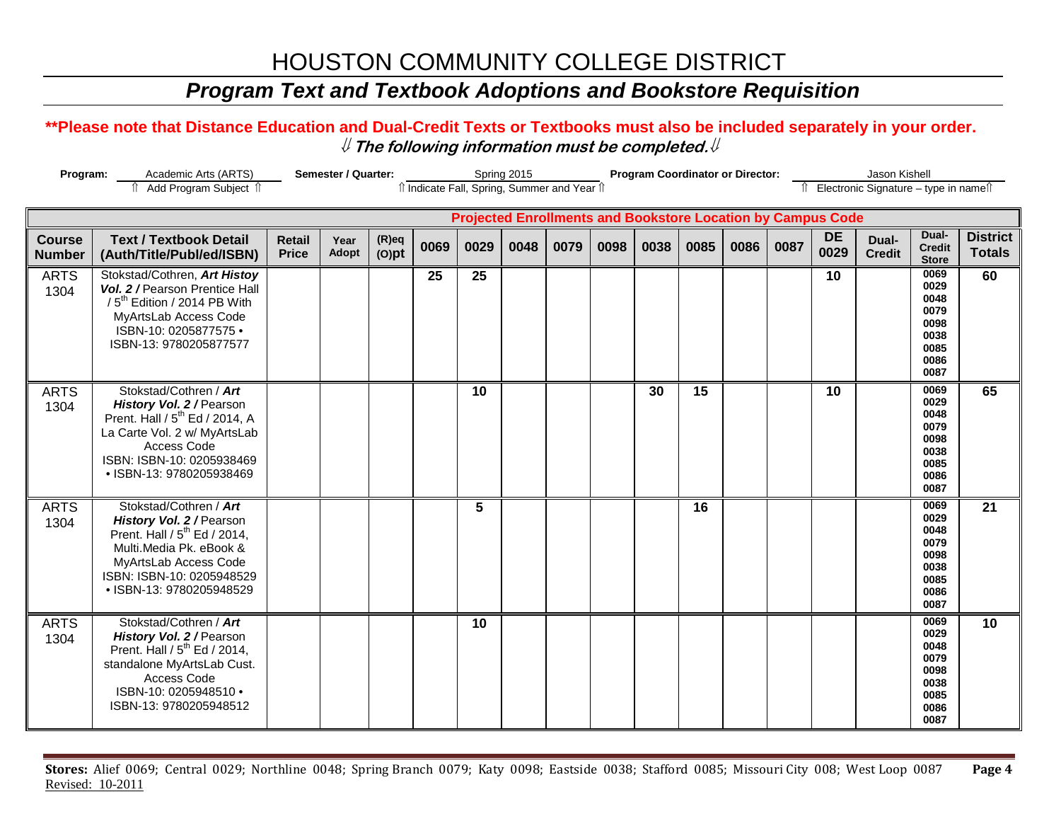# HOUSTON COMMUNITY COLLEGE DISTRICT

## *Program Text and Textbook Adoptions and Bookstore Requisition*

**\*\*Please note that Distance Education and Dual-Credit Texts or Textbooks must also be included separately in your order.**

⇓ ***The following information must be completed.*** ⇓

**Program:** Academic Arts (ARTS) ⇑ Add Program Subject ⇑ **Semester / Quarter:** Spring 2015 ⇑ Indicate Fall, Spring, Summer and Year ⇑ **Program Coordinator or Director:** Jason Kishell ⇑ Electronic Signature – type in name⇑

| Course Number | Text / Textbook Detail (Auth/Title/Publ/ed/ISBN) | Retail Price | Year Adopt | (R)eq (O)pt | 0069 | 0029 | 0048 | 0079 | 0098 | 0038 | 0085 | 0086 | 0087 | DE 0029 | Dual-Credit | Dual-Credit Store | District Totals |
|---|---|---|---|---|---|---|---|---|---|---|---|---|---|---|---|---|---|
| | | | | | Projected Enrollments and Bookstore Location by Campus Code | | | | | | | | | | | | |
| ARTS 1304 | Stokstad/Cothren, ***Art Histoy Vol. 2 /*** Pearson Prentice Hall / 5th Edition / 2014 PB With MyArtsLab Access Code ISBN-10: 0205877575 • ISBN-13: 9780205877577 | | | | 25 | 25 | | | | | | | | 10 | | 0069 0029 0048 0079 0098 0038 0085 0086 0087 | 60 |
| ARTS 1304 | Stokstad/Cothren / ***Art History Vol. 2 /*** Pearson Prent. Hall / 5th Ed / 2014, A La Carte Vol. 2 w/ MyArtsLab Access Code ISBN: ISBN-10: 0205938469 • ISBN-13: 9780205938469 | | | | | 10 | | | | 30 | 15 | | | 10 | | 0069 0029 0048 0079 0098 0038 0085 0086 0087 | 65 |
| ARTS 1304 | Stokstad/Cothren / ***Art History Vol. 2 /*** Pearson Prent. Hall / 5th Ed / 2014, Multi.Media Pk. eBook & MyArtsLab Access Code ISBN: ISBN-10: 0205948529 • ISBN-13: 9780205948529 | | | | | 5 | | | | | 16 | | | | | 0069 0029 0048 0079 0098 0038 0085 0086 0087 | 21 |
| ARTS 1304 | Stokstad/Cothren / ***Art History Vol. 2 /*** Pearson Prent. Hall / 5th Ed / 2014, standalone MyArtsLab Cust. Access Code ISBN-10: 0205948510 • ISBN-13: 9780205948512 | | | | | 10 | | | | | | | | | | 0069 0029 0048 0079 0098 0038 0085 0086 0087 | 10 |

**Stores:** Alief 0069; Central 0029; Northline 0048; Spring Branch 0079; Katy 0098; Eastside 0038; Stafford 0085; Missouri City 008; West Loop 0087

Revised: 10-2011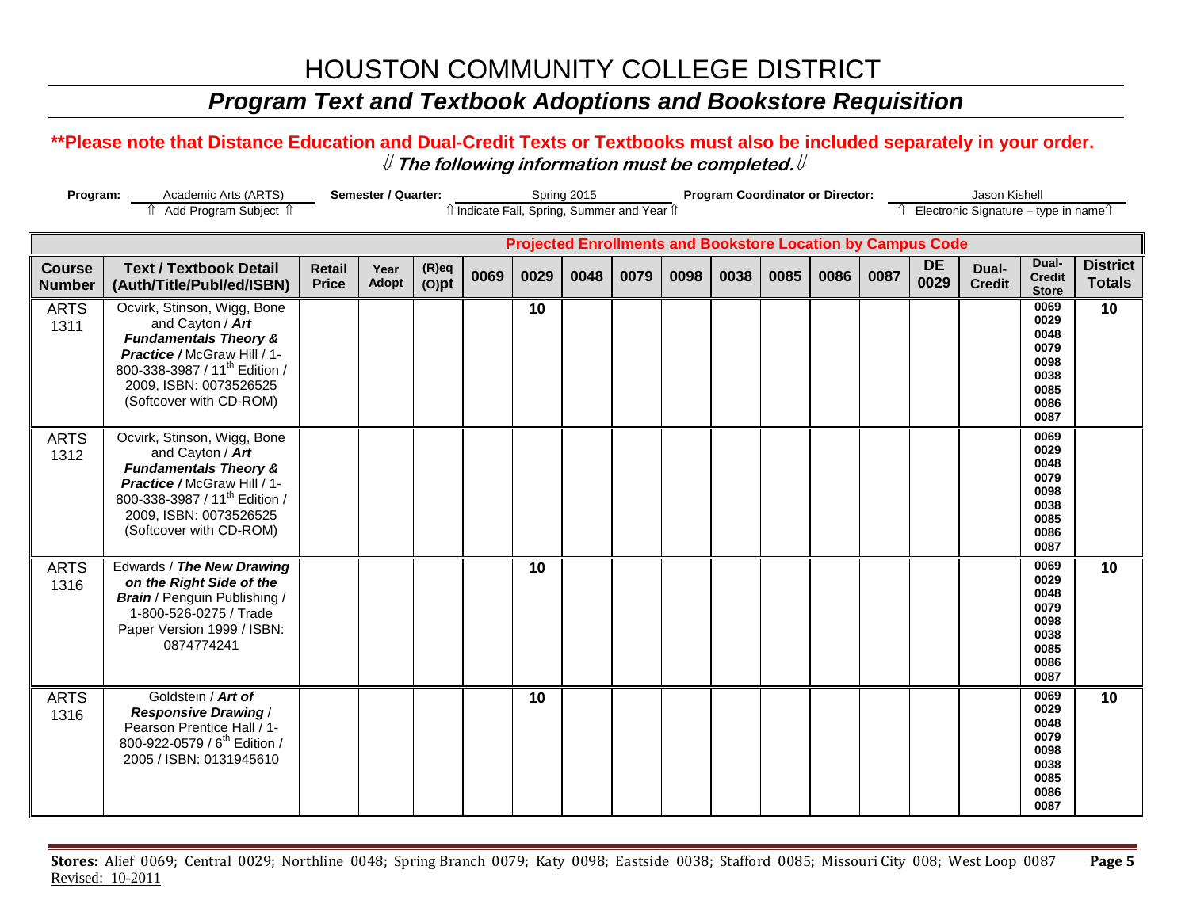# HOUSTON COMMUNITY COLLEGE DISTRICT

## *Program Text and Textbook Adoptions and Bookstore Requisition*

**\*\*Please note that Distance Education and Dual-Credit Texts or Textbooks must also be included separately in your order.**

⇓ ***The following information must be completed.*** ⇓

**Program:** Academic Arts (ARTS) ⇑ Add Program Subject ⇑ **Semester / Quarter:** Spring 2015 ⇑ Indicate Fall, Spring, Summer and Year ⇑ **Program Coordinator or Director:** Jason Kishell ⇑ Electronic Signature – type in name ⇑

| | | | | | Projected Enrollments and Bookstore Location by Campus Code | | | | | | | | | | | | |
|---|---|---|---|---|---|---|---|---|---|---|---|---|---|---|---|---|---|
| **Course Number** | **Text / Textbook Detail (Auth/Title/Publ/ed/ISBN)** | **Retail Price** | **Year Adopt** | **(R)eq (O)pt** | **0069** | **0029** | **0048** | **0079** | **0098** | **0038** | **0085** | **0086** | **0087** | **DE 0029** | **Dual-Credit** | **Dual-Credit Store** | **District Totals** |
| ARTS 1311 | Ocvirk, Stinson, Wigg, Bone and Cayton / ***Art Fundamentals Theory & Practice /*** McGraw Hill / 1-800-338-3987 / 11th Edition / 2009, ISBN: 0073526525 (Softcover with CD-ROM) | | | | | **10** | | | | | | | | | | 0069 0029 0048 0079 0098 0038 0085 0086 0087 | **10** |
| ARTS 1312 | Ocvirk, Stinson, Wigg, Bone and Cayton / ***Art Fundamentals Theory & Practice /*** McGraw Hill / 1-800-338-3987 / 11th Edition / 2009, ISBN: 0073526525 (Softcover with CD-ROM) | | | | | | | | | | | | | | | 0069 0029 0048 0079 0098 0038 0085 0086 0087 | |
| ARTS 1316 | Edwards / ***The New Drawing on the Right Side of the Brain*** / Penguin Publishing / 1-800-526-0275 / Trade Paper Version 1999 / ISBN: 0874774241 | | | | | **10** | | | | | | | | | | 0069 0029 0048 0079 0098 0038 0085 0086 0087 | **10** |
| ARTS 1316 | Goldstein / ***Art of Responsive Drawing*** / Pearson Prentice Hall / 1-800-922-0579 / 6th Edition / 2005 / ISBN: 0131945610 | | | | | **10** | | | | | | | | | | 0069 0029 0048 0079 0098 0038 0085 0086 0087 | **10** |

**Stores:** Alief 0069; Central 0029; Northline 0048; Spring Branch 0079; Katy 0098; Eastside 0038; Stafford 0085; Missouri City 008; West Loop 0087

Revised: 10-2011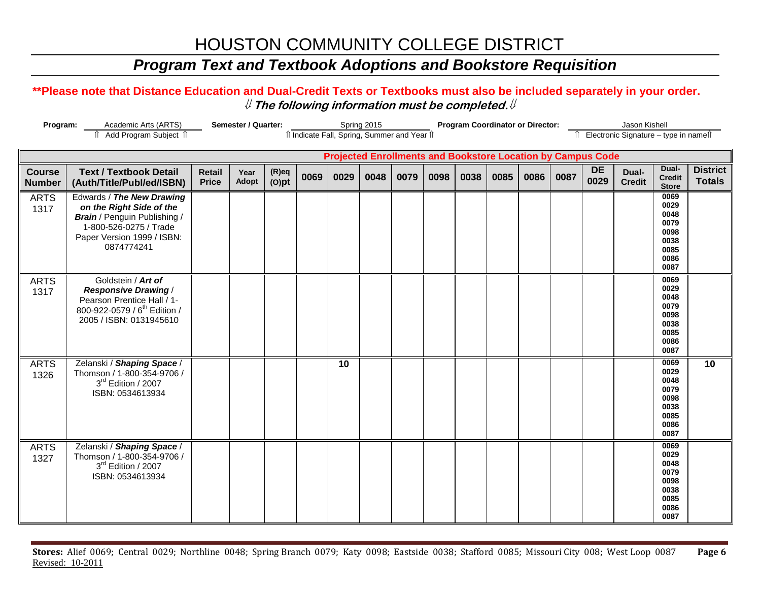# HOUSTON COMMUNITY COLLEGE DISTRICT

## *Program Text and Textbook Adoptions and Bookstore Requisition*

**\*\*Please note that Distance Education and Dual-Credit Texts or Textbooks must also be included separately in your order.**

⇓ ***The following information must be completed.*** ⇓

**Program:** Academic Arts (ARTS) — ⇑ Add Program Subject ⇑ **Semester / Quarter:** Spring 2015 — ⇑ Indicate Fall, Spring, Summer and Year ⇑ **Program Coordinator or Director:** Jason Kishell — ⇑ Electronic Signature – type in name ⇑

| | | | | | Projected Enrollments and Bookstore Location by Campus Code | | | | | | | | | | | | |
|---|---|---|---|---|---|---|---|---|---|---|---|---|---|---|---|---|---|
| **Course Number** | **Text / Textbook Detail (Auth/Title/Publ/ed/ISBN)** | **Retail Price** | **Year Adopt** | **(R)eq (O)pt** | **0069** | **0029** | **0048** | **0079** | **0098** | **0038** | **0085** | **0086** | **0087** | **DE 0029** | **Dual-Credit** | **Dual-Credit Store** | **District Totals** |
| ARTS 1317 | Edwards / ***The New Drawing on the Right Side of the Brain*** / Penguin Publishing / 1-800-526-0275 / Trade Paper Version 1999 / ISBN: 0874774241 | | | | | | | | | | | | | | | 0069 0029 0048 0079 0098 0038 0085 0086 0087 | |
| ARTS 1317 | Goldstein / ***Art of Responsive Drawing*** / Pearson Prentice Hall / 1-800-922-0579 / 6th Edition / 2005 / ISBN: 0131945610 | | | | | | | | | | | | | | | 0069 0029 0048 0079 0098 0038 0085 0086 0087 | |
| ARTS 1326 | Zelanski / ***Shaping Space*** / Thomson / 1-800-354-9706 / 3rd Edition / 2007 ISBN: 0534613934 | | | | | 10 | | | | | | | | | | 0069 0029 0048 0079 0098 0038 0085 0086 0087 | 10 |
| ARTS 1327 | Zelanski / ***Shaping Space*** / Thomson / 1-800-354-9706 / 3rd Edition / 2007 ISBN: 0534613934 | | | | | | | | | | | | | | | 0069 0029 0048 0079 0098 0038 0085 0086 0087 | |

**Stores:** Alief 0069; Central 0029; Northline 0048; Spring Branch 0079; Katy 0098; Eastside 0038; Stafford 0085; Missouri City 008; West Loop 0087

Revised: 10-2011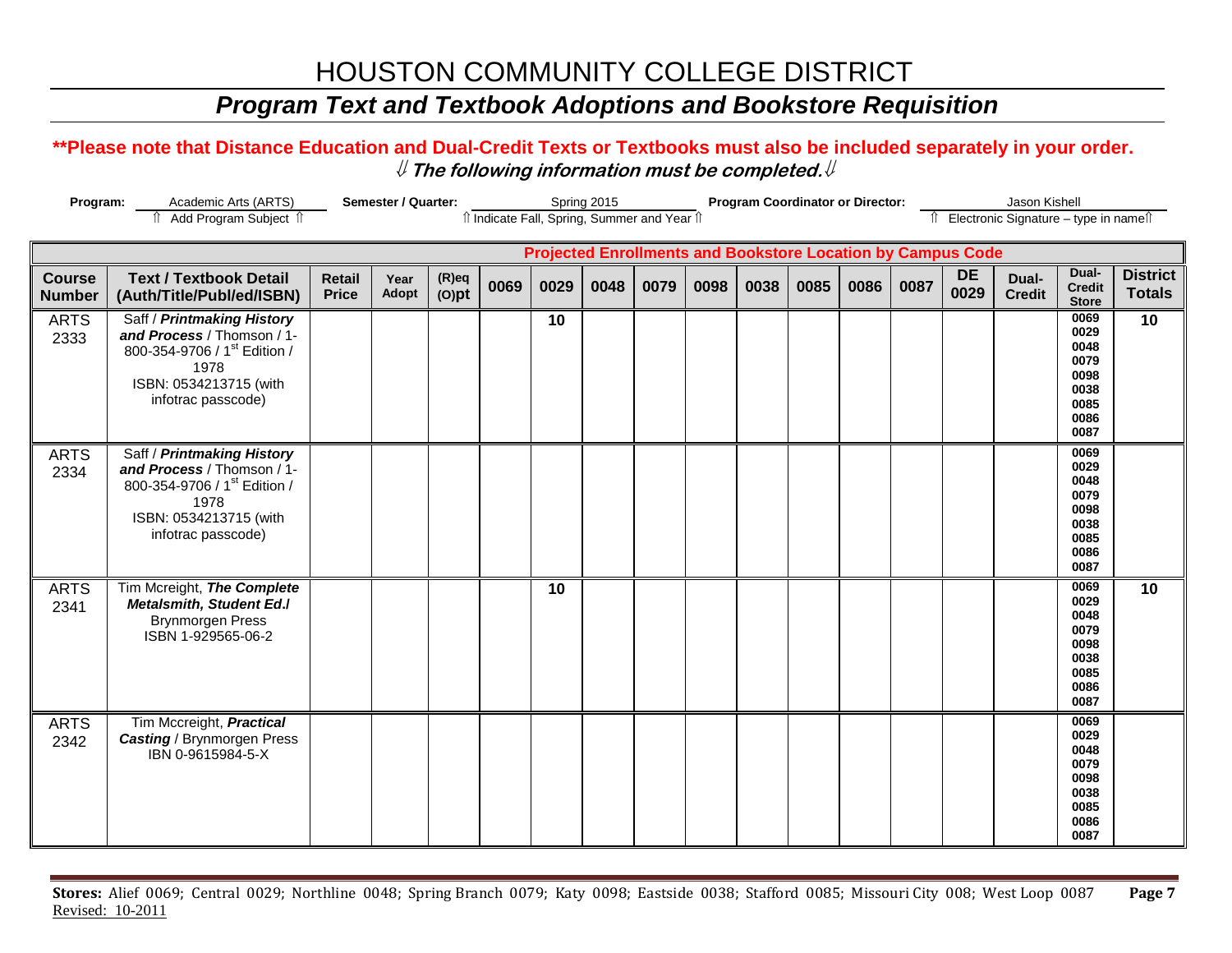# HOUSTON COMMUNITY COLLEGE DISTRICT

## *Program Text and Textbook Adoptions and Bookstore Requisition*

**\*\*Please note that Distance Education and Dual-Credit Texts or Textbooks must also be included separately in your order.**

***⇓ The following information must be completed.⇓***

**Program:** Academic Arts (ARTS) ⇑ Add Program Subject ⇑ **Semester / Quarter:** Spring 2015 ⇑ Indicate Fall, Spring, Summer and Year ⇑ **Program Coordinator or Director:** Jason Kishell ⇑ Electronic Signature – type in name⇑

| | | | | | Projected Enrollments and Bookstore Location by Campus Code | | | | | | | | | | | | |
|---|---|---|---|---|---|---|---|---|---|---|---|---|---|---|---|---|---|
| **Course Number** | **Text / Textbook Detail (Auth/Title/Publ/ed/ISBN)** | **Retail Price** | **Year Adopt** | **(R)eq (O)pt** | **0069** | **0029** | **0048** | **0079** | **0098** | **0038** | **0085** | **0086** | **0087** | **DE 0029** | **Dual-Credit** | **Dual-Credit Store** | **District Totals** |
| ARTS 2333 | Saff / ***Printmaking History and Process*** / Thomson / 1-800-354-9706 / 1st Edition / 1978 ISBN: 0534213715 (with infotrac passcode) | | | | | 10 | | | | | | | | | | 0069 0029 0048 0079 0098 0038 0085 0086 0087 | 10 |
| ARTS 2334 | Saff / ***Printmaking History and Process*** / Thomson / 1-800-354-9706 / 1st Edition / 1978 ISBN: 0534213715 (with infotrac passcode) | | | | | | | | | | | | | | | 0069 0029 0048 0079 0098 0038 0085 0086 0087 | |
| ARTS 2341 | Tim Mcreight, ***The Complete Metalsmith, Student Ed./*** Brynmorgen Press ISBN 1-929565-06-2 | | | | | 10 | | | | | | | | | | 0069 0029 0048 0079 0098 0038 0085 0086 0087 | 10 |
| ARTS 2342 | Tim Mccreight, ***Practical Casting*** / Brynmorgen Press IBN 0-9615984-5-X | | | | | | | | | | | | | | | 0069 0029 0048 0079 0098 0038 0085 0086 0087 | |

**Stores:** Alief 0069; Central 0029; Northline 0048; Spring Branch 0079; Katy 0098; Eastside 0038; Stafford 0085; Missouri City 008; West Loop 0087

Revised: 10-2011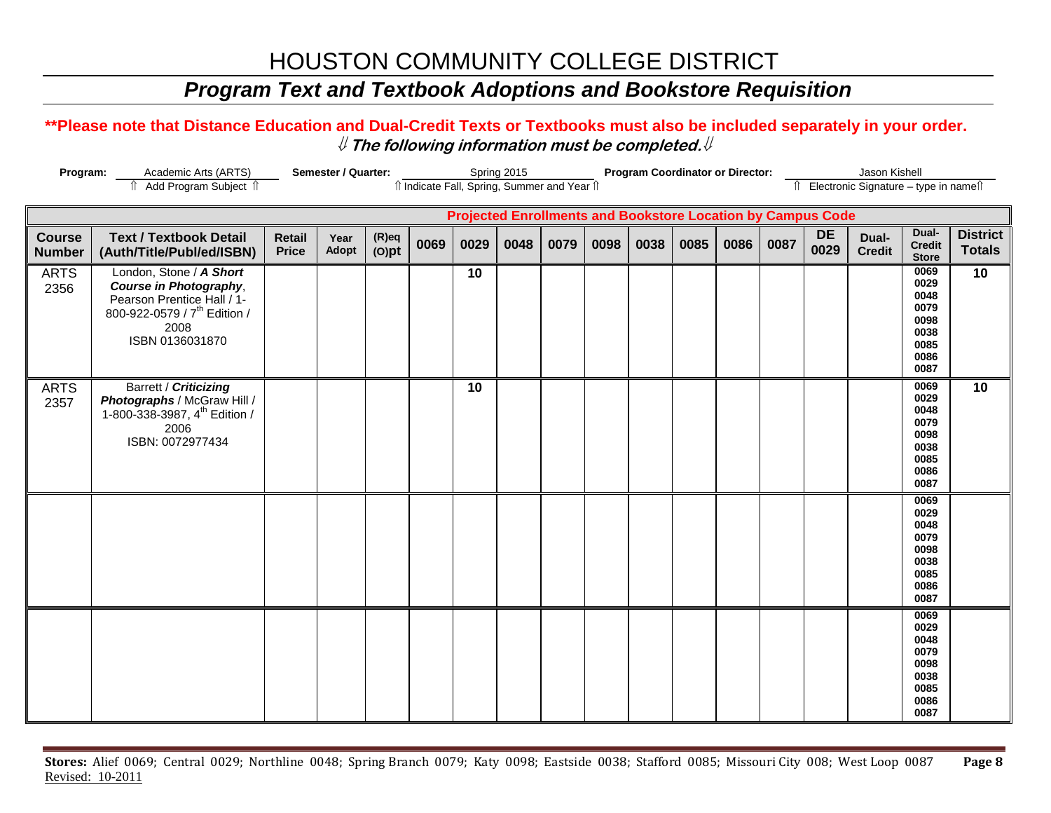# HOUSTON COMMUNITY COLLEGE DISTRICT

## *Program Text and Textbook Adoptions and Bookstore Requisition*

**\*\*Please note that Distance Education and Dual-Credit Texts or Textbooks must also be included separately in your order.**

⇓ ***The following information must be completed.*** ⇓

**Program:** Academic Arts (ARTS) ⇑ Add Program Subject ⇑ **Semester / Quarter:** Spring 2015 ⇑ Indicate Fall, Spring, Summer and Year ⇑ **Program Coordinator or Director:** Jason Kishell ⇑ Electronic Signature – type in name⇑

| | | | | | Projected Enrollments and Bookstore Location by Campus Code | | | | | | | | | | | | |
|---|---|---|---|---|---|---|---|---|---|---|---|---|---|---|---|---|---|
| **Course Number** | **Text / Textbook Detail (Auth/Title/Publ/ed/ISBN)** | **Retail Price** | **Year Adopt** | **(R)eq (O)pt** | **0069** | **0029** | **0048** | **0079** | **0098** | **0038** | **0085** | **0086** | **0087** | **DE 0029** | **Dual-Credit** | **Dual-Credit Store** | **District Totals** |
| ARTS 2356 | London, Stone / ***A Short Course in Photography***, Pearson Prentice Hall / 1-800-922-0579 / 7th Edition / 2008 ISBN 0136031870 | | | | | **10** | | | | | | | | | | 0069 0029 0048 0079 0098 0038 0085 0086 0087 | **10** |
| ARTS 2357 | Barrett / ***Criticizing Photographs*** / McGraw Hill / 1-800-338-3987, 4th Edition / 2006 ISBN: 0072977434 | | | | | **10** | | | | | | | | | | 0069 0029 0048 0079 0098 0038 0085 0086 0087 | **10** |
| | | | | | | | | | | | | | | | | 0069 0029 0048 0079 0098 0038 0085 0086 0087 | |
| | | | | | | | | | | | | | | | | 0069 0029 0048 0079 0098 0038 0085 0086 0087 | |

**Stores:** Alief 0069; Central 0029; Northline 0048; Spring Branch 0079; Katy 0098; Eastside 0038; Stafford 0085; Missouri City 008; West Loop 0087

Revised: 10-2011